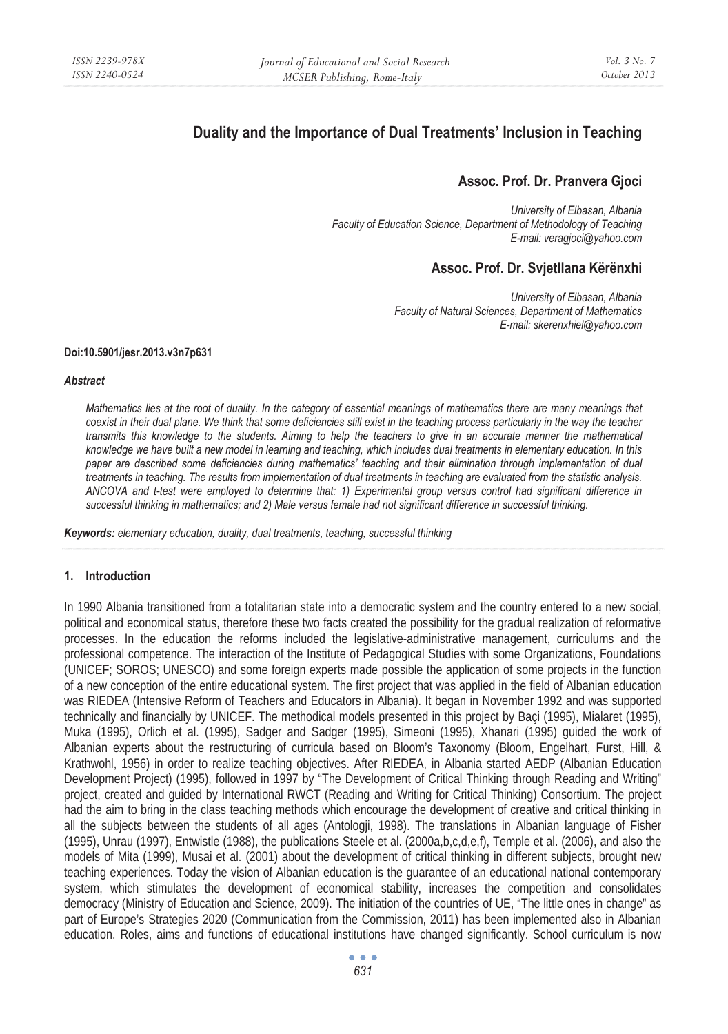# Duality and the Importance of Dual Treatments' Inclusion in Teaching

## Assoc. Prof. Dr. Pranvera Gjoci

*University of Elbasan, Albania*
*Faculty of Education Science, Department of Methodology of Teaching*
*E-mail: veragjoci@yahoo.com*

## Assoc. Prof. Dr. Svjetllana Kërënxhi

*University of Elbasan, Albania*
*Faculty of Natural Sciences, Department of Mathematics*
*E-mail: skerenxhiel@yahoo.com*

**Doi:10.5901/jesr.2013.v3n7p631**

***Abstract***

*Mathematics lies at the root of duality. In the category of essential meanings of mathematics there are many meanings that coexist in their dual plane. We think that some deficiencies still exist in the teaching process particularly in the way the teacher transmits this knowledge to the students. Aiming to help the teachers to give in an accurate manner the mathematical knowledge we have built a new model in learning and teaching, which includes dual treatments in elementary education. In this paper are described some deficiencies during mathematics' teaching and their elimination through implementation of dual treatments in teaching. The results from implementation of dual treatments in teaching are evaluated from the statistic analysis. ANCOVA and t-test were employed to determine that: 1) Experimental group versus control had significant difference in successful thinking in mathematics; and 2) Male versus female had not significant difference in successful thinking.*

***Keywords:*** *elementary education, duality, dual treatments, teaching, successful thinking*

## 1. Introduction

In 1990 Albania transitioned from a totalitarian state into a democratic system and the country entered to a new social, political and economical status, therefore these two facts created the possibility for the gradual realization of reformative processes. In the education the reforms included the legislative-administrative management, curriculums and the professional competence. The interaction of the Institute of Pedagogical Studies with some Organizations, Foundations (UNICEF; SOROS; UNESCO) and some foreign experts made possible the application of some projects in the function of a new conception of the entire educational system. The first project that was applied in the field of Albanian education was RIEDEA (Intensive Reform of Teachers and Educators in Albania). It began in November 1992 and was supported technically and financially by UNICEF. The methodical models presented in this project by Baçi (1995), Mialaret (1995), Muka (1995), Orlich et al. (1995), Sadger and Sadger (1995), Simeoni (1995), Xhanari (1995) guided the work of Albanian experts about the restructuring of curricula based on Bloom's Taxonomy (Bloom, Engelhart, Furst, Hill, & Krathwohl, 1956) in order to realize teaching objectives. After RIEDEA, in Albania started AEDP (Albanian Education Development Project) (1995), followed in 1997 by "The Development of Critical Thinking through Reading and Writing" project, created and guided by International RWCT (Reading and Writing for Critical Thinking) Consortium. The project had the aim to bring in the class teaching methods which encourage the development of creative and critical thinking in all the subjects between the students of all ages (Antologji, 1998). The translations in Albanian language of Fisher (1995), Unrau (1997), Entwistle (1988), the publications Steele et al. (2000a,b,c,d,e,f), Temple et al. (2006), and also the models of Mita (1999), Musai et al. (2001) about the development of critical thinking in different subjects, brought new teaching experiences. Today the vision of Albanian education is the guarantee of an educational national contemporary system, which stimulates the development of economical stability, increases the competition and consolidates democracy (Ministry of Education and Science, 2009). The initiation of the countries of UE, "The little ones in change" as part of Europe's Strategies 2020 (Communication from the Commission, 2011) has been implemented also in Albanian education. Roles, aims and functions of educational institutions have changed significantly. School curriculum is now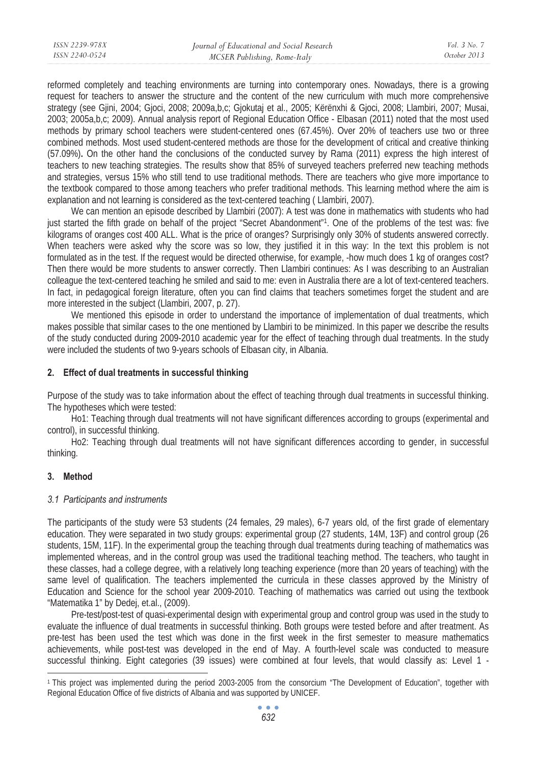reformed completely and teaching environments are turning into contemporary ones. Nowadays, there is a growing request for teachers to answer the structure and the content of the new curriculum with much more comprehensive strategy (see Gjini, 2004; Gjoci, 2008; 2009a,b,c; Gjokutaj et al., 2005; Kërënxhi & Gjoci, 2008; Llambiri, 2007; Musai, 2003; 2005a,b,c; 2009). Annual analysis report of Regional Education Office - Elbasan (2011) noted that the most used methods by primary school teachers were student-centered ones (67.45%). Over 20% of teachers use two or three combined methods. Most used student-centered methods are those for the development of critical and creative thinking (57.09%). On the other hand the conclusions of the conducted survey by Rama (2011) express the high interest of teachers to new teaching strategies. The results show that 85% of surveyed teachers preferred new teaching methods and strategies, versus 15% who still tend to use traditional methods. There are teachers who give more importance to the textbook compared to those among teachers who prefer traditional methods. This learning method where the aim is explanation and not learning is considered as the text-centered teaching ( Llambiri, 2007).

We can mention an episode described by Llambiri (2007): A test was done in mathematics with students who had just started the fifth grade on behalf of the project "Secret Abandonment"[1]. One of the problems of the test was: five kilograms of oranges cost 400 ALL. What is the price of oranges? Surprisingly only 30% of students answered correctly. When teachers were asked why the score was so low, they justified it in this way: In the text this problem is not formulated as in the test. If the request would be directed otherwise, for example, -how much does 1 kg of oranges cost? Then there would be more students to answer correctly. Then Llambiri continues: As I was describing to an Australian colleague the text-centered teaching he smiled and said to me: even in Australia there are a lot of text-centered teachers. In fact, in pedagogical foreign literature, often you can find claims that teachers sometimes forget the student and are more interested in the subject (Llambiri, 2007, p. 27).

We mentioned this episode in order to understand the importance of implementation of dual treatments, which makes possible that similar cases to the one mentioned by Llambiri to be minimized. In this paper we describe the results of the study conducted during 2009-2010 academic year for the effect of teaching through dual treatments. In the study were included the students of two 9-years schools of Elbasan city, in Albania.

## 2. Effect of dual treatments in successful thinking

Purpose of the study was to take information about the effect of teaching through dual treatments in successful thinking. The hypotheses which were tested:

Ho1: Teaching through dual treatments will not have significant differences according to groups (experimental and control), in successful thinking.

Ho2: Teaching through dual treatments will not have significant differences according to gender, in successful thinking.

## 3. Method

### *3.1 Participants and instruments*

The participants of the study were 53 students (24 females, 29 males), 6-7 years old, of the first grade of elementary education. They were separated in two study groups: experimental group (27 students, 14M, 13F) and control group (26 students, 15M, 11F). In the experimental group the teaching through dual treatments during teaching of mathematics was implemented whereas, and in the control group was used the traditional teaching method. The teachers, who taught in these classes, had a college degree, with a relatively long teaching experience (more than 20 years of teaching) with the same level of qualification. The teachers implemented the curricula in these classes approved by the Ministry of Education and Science for the school year 2009-2010. Teaching of mathematics was carried out using the textbook "Matematika 1" by Dedej, et.al., (2009).

Pre-test/post-test of quasi-experimental design with experimental group and control group was used in the study to evaluate the influence of dual treatments in successful thinking. Both groups were tested before and after treatment. As pre-test has been used the test which was done in the first week in the first semester to measure mathematics achievements, while post-test was developed in the end of May. A fourth-level scale was conducted to measure successful thinking. Eight categories (39 issues) were combined at four levels, that would classify as: Level 1 -

[1] This project was implemented during the period 2003-2005 from the consorcium "The Development of Education", together with Regional Education Office of five districts of Albania and was supported by UNICEF.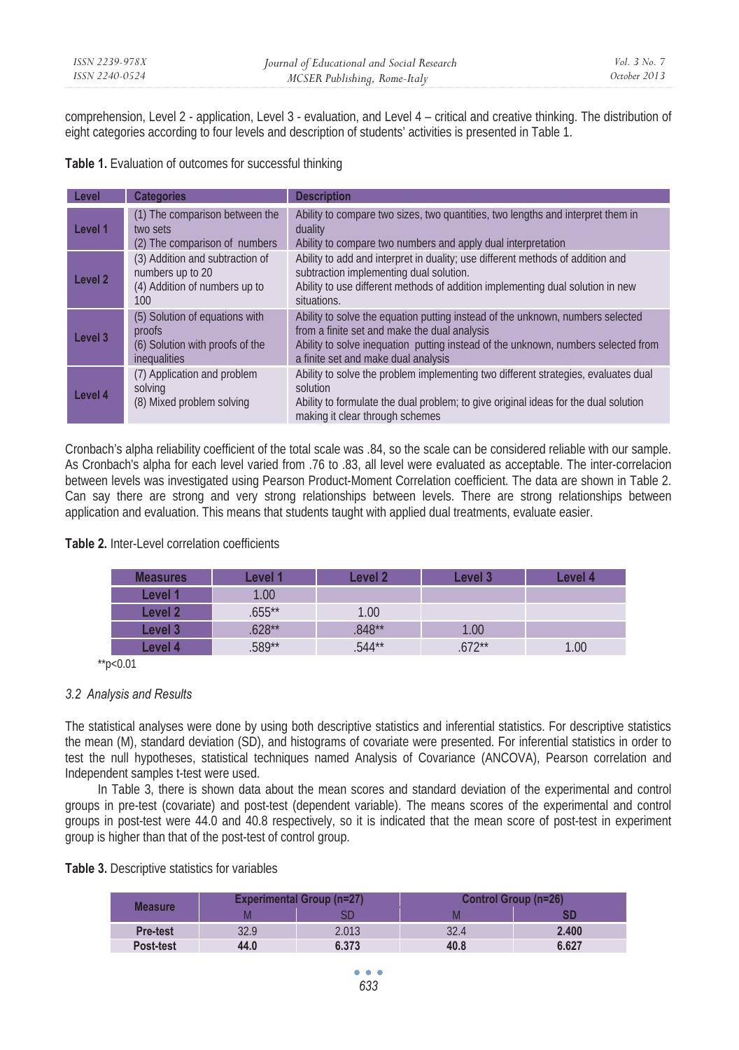comprehension, Level 2 - application, Level 3 - evaluation, and Level 4 – critical and creative thinking. The distribution of eight categories according to four levels and description of students' activities is presented in Table 1.

**Table 1.** Evaluation of outcomes for successful thinking

| Level | Categories | Description |
|---|---|---|
| **Level 1** | (1) The comparison between the two sets<br>(2) The comparison of numbers | Ability to compare two sizes, two quantities, two lengths and interpret them in duality<br>Ability to compare two numbers and apply dual interpretation |
| **Level 2** | (3) Addition and subtraction of numbers up to 20<br>(4) Addition of numbers up to 100 | Ability to add and interpret in duality; use different methods of addition and subtraction implementing dual solution.<br>Ability to use different methods of addition implementing dual solution in new situations. |
| **Level 3** | (5) Solution of equations with proofs<br>(6) Solution with proofs of the inequalities | Ability to solve the equation putting instead of the unknown, numbers selected from a finite set and make the dual analysis<br>Ability to solve inequation putting instead of the unknown, numbers selected from a finite set and make dual analysis |
| **Level 4** | (7) Application and problem solving<br>(8) Mixed problem solving | Ability to solve the problem implementing two different strategies, evaluates dual solution<br>Ability to formulate the dual problem; to give original ideas for the dual solution making it clear through schemes |

Cronbach's alpha reliability coefficient of the total scale was .84, so the scale can be considered reliable with our sample. As Cronbach's alpha for each level varied from .76 to .83, all level were evaluated as acceptable. The inter-correlacion between levels was investigated using Pearson Product-Moment Correlation coefficient. The data are shown in Table 2. Can say there are strong and very strong relationships between levels. There are strong relationships between application and evaluation. This means that students taught with applied dual treatments, evaluate easier.

**Table 2.** Inter-Level correlation coefficients

| Measures | Level 1 | Level 2 | Level 3 | Level 4 |
|---|---|---|---|---|
| **Level 1** | 1.00 | | | |
| **Level 2** | .655** | 1.00 | | |
| **Level 3** | .628** | .848** | 1.00 | |
| **Level 4** | .589** | .544** | .672** | 1.00 |

**p<0.01

### *3.2 Analysis and Results*

The statistical analyses were done by using both descriptive statistics and inferential statistics. For descriptive statistics the mean (M), standard deviation (SD), and histograms of covariate were presented. For inferential statistics in order to test the null hypotheses, statistical techniques named Analysis of Covariance (ANCOVA), Pearson correlation and Independent samples t-test were used.

In Table 3, there is shown data about the mean scores and standard deviation of the experimental and control groups in pre-test (covariate) and post-test (dependent variable). The means scores of the experimental and control groups in post-test were 44.0 and 40.8 respectively, so it is indicated that the mean score of post-test in experiment group is higher than that of the post-test of control group.

**Table 3.** Descriptive statistics for variables

| Measure | Experimental Group (n=27) | | Control Group (n=26) | |
|---|---|---|---|---|
| | M | SD | M | SD |
| **Pre-test** | 32.9 | 2.013 | 32.4 | **2.400** |
| **Post-test** | **44.0** | **6.373** | **40.8** | **6.627** |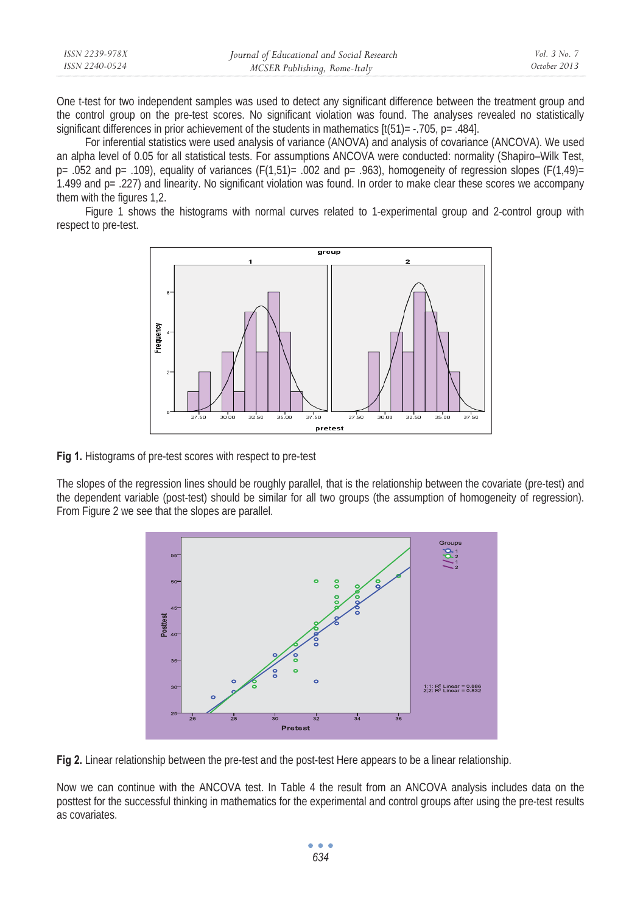One t-test for two independent samples was used to detect any significant difference between the treatment group and the control group on the pre-test scores. No significant violation was found. The analyses revealed no statistically significant differences in prior achievement of the students in mathematics [$t(51)= -.705$, $p= .484$].

For inferential statistics were used analysis of variance (ANOVA) and analysis of covariance (ANCOVA). We used an alpha level of 0.05 for all statistical tests. For assumptions ANCOVA were conducted: normality (Shapiro–Wilk Test, $p= .052$ and $p= .109$), equality of variances ($F(1,51)= .002$ and $p= .963$), homogeneity of regression slopes ($F(1,49)= 1.499$ and $p= .227$) and linearity. No significant violation was found. In order to make clear these scores we accompany them with the figures 1,2.

Figure 1 shows the histograms with normal curves related to 1-experimental group and 2-control group with respect to pre-test.

**Fig 1.** Histograms of pre-test scores with respect to pre-test

The slopes of the regression lines should be roughly parallel, that is the relationship between the covariate (pre-test) and the dependent variable (post-test) should be similar for all two groups (the assumption of homogeneity of regression). From Figure 2 we see that the slopes are parallel.

**Fig 2.** Linear relationship between the pre-test and the post-test Here appears to be a linear relationship.

Now we can continue with the ANCOVA test. In Table 4 the result from an ANCOVA analysis includes data on the posttest for the successful thinking in mathematics for the experimental and control groups after using the pre-test results as covariates.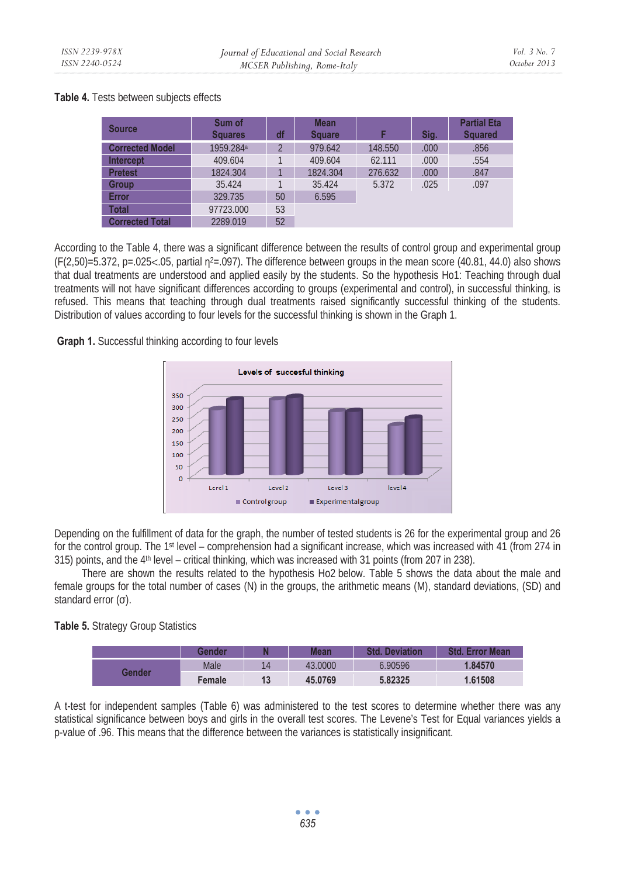**Table 4.** Tests between subjects effects

| Source | Sum of Squares | df | Mean Square | F | Sig. | Partial Eta Squared |
|---|---|---|---|---|---|---|
| Corrected Model | 1959.284[a] | 2 | 979.642 | 148.550 | .000 | .856 |
| Intercept | 409.604 | 1 | 409.604 | 62.111 | .000 | .554 |
| Pretest | 1824.304 | 1 | 1824.304 | 276.632 | .000 | .847 |
| Group | 35.424 | 1 | 35.424 | 5.372 | .025 | .097 |
| Error | 329.735 | 50 | 6.595 | | | |
| Total | 97723.000 | 53 | | | | |
| Corrected Total | 2289.019 | 52 | | | | |

According to the Table 4, there was a significant difference between the results of control group and experimental group ($F(2,50)=5.372$, $p=.025<.05$, partial $\eta^2=.097$). The difference between groups in the mean score (40.81, 44.0) also shows that dual treatments are understood and applied easily by the students. So the hypothesis Ho1: Teaching through dual treatments will not have significant differences according to groups (experimental and control), in successful thinking, is refused. This means that teaching through dual treatments raised significantly successful thinking of the students. Distribution of values according to four levels for the successful thinking is shown in the Graph 1.

**Graph 1.** Successful thinking according to four levels

Depending on the fulfillment of data for the graph, the number of tested students is 26 for the experimental group and 26 for the control group. The 1st level – comprehension had a significant increase, which was increased with 41 (from 274 in 315) points, and the 4th level – critical thinking, which was increased with 31 points (from 207 in 238).

There are shown the results related to the hypothesis Ho2 below. Table 5 shows the data about the male and female groups for the total number of cases (N) in the groups, the arithmetic means (M), standard deviations, (SD) and standard error (σ).

**Table 5.** Strategy Group Statistics

| | Gender | N | Mean | Std. Deviation | Std. Error Mean |
|---|---|---|---|---|---|
| Gender | Male | 14 | 43.0000 | 6.90596 | **1.84570** |
| | **Female** | **13** | **45.0769** | **5.82325** | **1.61508** |

A t-test for independent samples (Table 6) was administered to the test scores to determine whether there was any statistical significance between boys and girls in the overall test scores. The Levene's Test for Equal variances yields a p-value of .96. This means that the difference between the variances is statistically insignificant.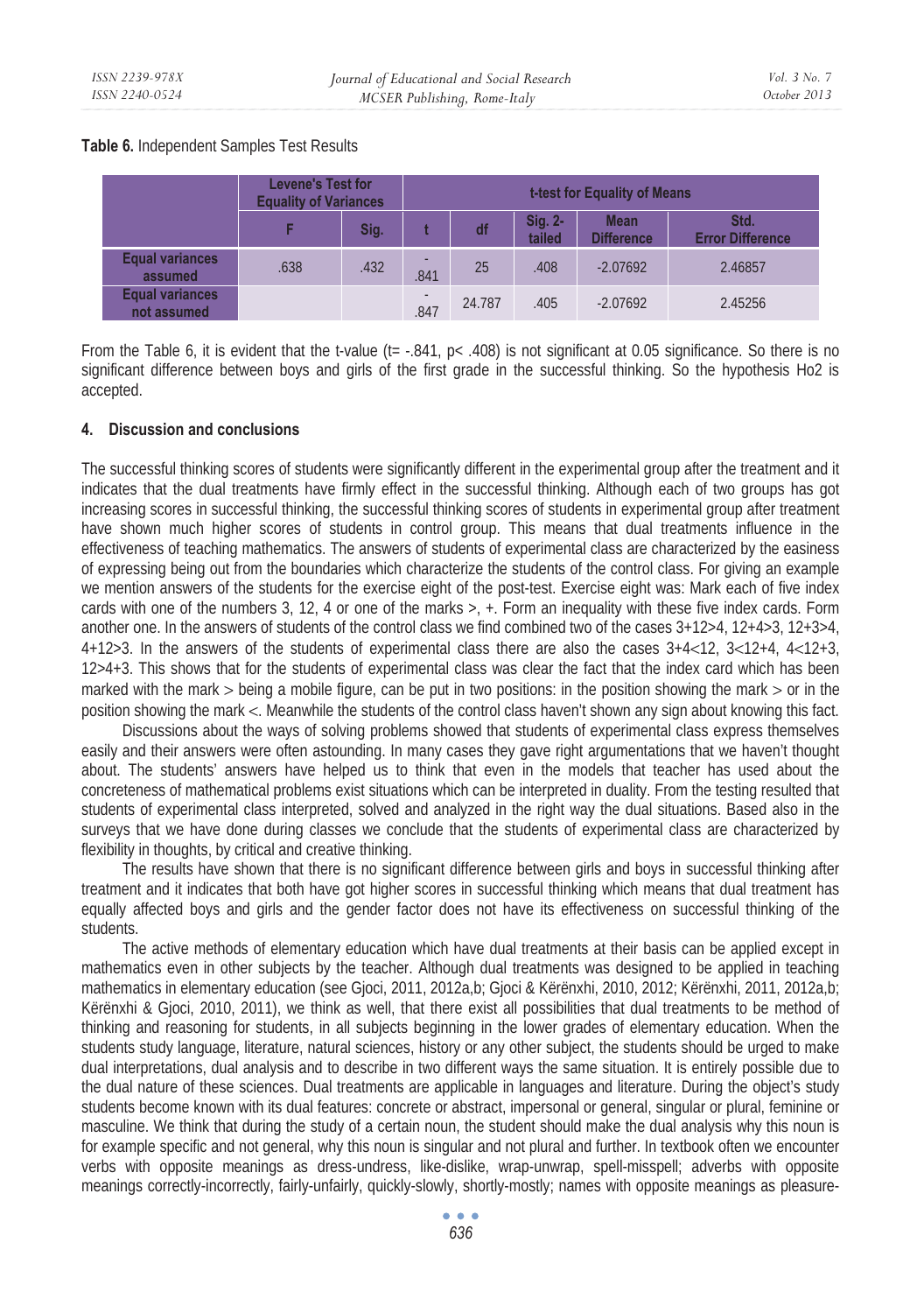**Table 6.** Independent Samples Test Results

| | Levene's Test for Equality of Variances | | t-test for Equality of Means | | | | |
|---|---|---|---|---|---|---|---|
| | F | Sig. | t | df | Sig. 2-tailed | Mean Difference | Std. Error Difference |
| Equal variances assumed | .638 | .432 | -.841 | 25 | .408 | -2.07692 | 2.46857 |
| Equal variances not assumed | | | -.847 | 24.787 | .405 | -2.07692 | 2.45256 |

From the Table 6, it is evident that the t-value (t= -.841, p< .408) is not significant at 0.05 significance. So there is no significant difference between boys and girls of the first grade in the successful thinking. So the hypothesis Ho2 is accepted.

## 4. Discussion and conclusions

The successful thinking scores of students were significantly different in the experimental group after the treatment and it indicates that the dual treatments have firmly effect in the successful thinking. Although each of two groups has got increasing scores in successful thinking, the successful thinking scores of students in experimental group after treatment have shown much higher scores of students in control group. This means that dual treatments influence in the effectiveness of teaching mathematics. The answers of students of experimental class are characterized by the easiness of expressing being out from the boundaries which characterize the students of the control class. For giving an example we mention answers of the students for the exercise eight of the post-test. Exercise eight was: Mark each of five index cards with one of the numbers 3, 12, 4 or one of the marks >, +. Form an inequality with these five index cards. Form another one. In the answers of students of the control class we find combined two of the cases 3+12>4, 12+4>3, 12+3>4, 4+12>3. In the answers of the students of experimental class there are also the cases 3+4<12, 3<12+4, 4<12+3, 12>4+3. This shows that for the students of experimental class was clear the fact that the index card which has been marked with the mark > being a mobile figure, can be put in two positions: in the position showing the mark > or in the position showing the mark <. Meanwhile the students of the control class haven't shown any sign about knowing this fact.

Discussions about the ways of solving problems showed that students of experimental class express themselves easily and their answers were often astounding. In many cases they gave right argumentations that we haven't thought about. The students' answers have helped us to think that even in the models that teacher has used about the concreteness of mathematical problems exist situations which can be interpreted in duality. From the testing resulted that students of experimental class interpreted, solved and analyzed in the right way the dual situations. Based also in the surveys that we have done during classes we conclude that the students of experimental class are characterized by flexibility in thoughts, by critical and creative thinking.

The results have shown that there is no significant difference between girls and boys in successful thinking after treatment and it indicates that both have got higher scores in successful thinking which means that dual treatment has equally affected boys and girls and the gender factor does not have its effectiveness on successful thinking of the students.

The active methods of elementary education which have dual treatments at their basis can be applied except in mathematics even in other subjects by the teacher. Although dual treatments was designed to be applied in teaching mathematics in elementary education (see Gjoci, 2011, 2012a,b; Gjoci & Kërënxhi, 2010, 2012; Kërënxhi, 2011, 2012a,b; Kërënxhi & Gjoci, 2010, 2011), we think as well, that there exist all possibilities that dual treatments to be method of thinking and reasoning for students, in all subjects beginning in the lower grades of elementary education. When the students study language, literature, natural sciences, history or any other subject, the students should be urged to make dual interpretations, dual analysis and to describe in two different ways the same situation. It is entirely possible due to the dual nature of these sciences. Dual treatments are applicable in languages and literature. During the object's study students become known with its dual features: concrete or abstract, impersonal or general, singular or plural, feminine or masculine. We think that during the study of a certain noun, the student should make the dual analysis why this noun is for example specific and not general, why this noun is singular and not plural and further. In textbook often we encounter verbs with opposite meanings as dress-undress, like-dislike, wrap-unwrap, spell-misspell; adverbs with opposite meanings correctly-incorrectly, fairly-unfairly, quickly-slowly, shortly-mostly; names with opposite meanings as pleasure-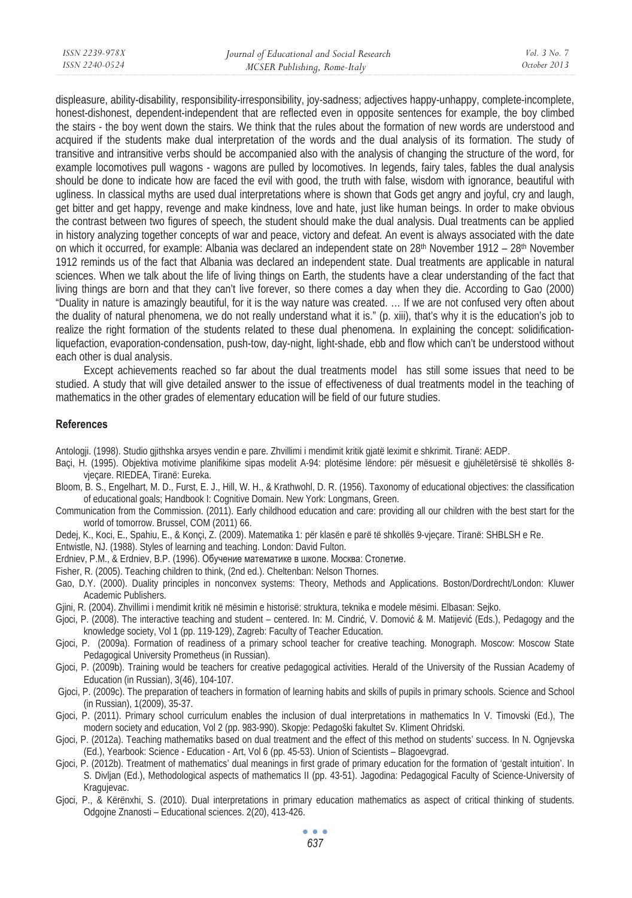displeasure, ability-disability, responsibility-irresponsibility, joy-sadness; adjectives happy-unhappy, complete-incomplete, honest-dishonest, dependent-independent that are reflected even in opposite sentences for example, the boy climbed the stairs - the boy went down the stairs. We think that the rules about the formation of new words are understood and acquired if the students make dual interpretation of the words and the dual analysis of its formation. The study of transitive and intransitive verbs should be accompanied also with the analysis of changing the structure of the word, for example locomotives pull wagons - wagons are pulled by locomotives. In legends, fairy tales, fables the dual analysis should be done to indicate how are faced the evil with good, the truth with false, wisdom with ignorance, beautiful with ugliness. In classical myths are used dual interpretations where is shown that Gods get angry and joyful, cry and laugh, get bitter and get happy, revenge and make kindness, love and hate, just like human beings. In order to make obvious the contrast between two figures of speech, the student should make the dual analysis. Dual treatments can be applied in history analyzing together concepts of war and peace, victory and defeat. An event is always associated with the date on which it occurred, for example: Albania was declared an independent state on 28th November 1912 – 28th November 1912 reminds us of the fact that Albania was declared an independent state. Dual treatments are applicable in natural sciences. When we talk about the life of living things on Earth, the students have a clear understanding of the fact that living things are born and that they can't live forever, so there comes a day when they die. According to Gao (2000) "Duality in nature is amazingly beautiful, for it is the way nature was created. … If we are not confused very often about the duality of natural phenomena, we do not really understand what it is." (p. xiii), that's why it is the education's job to realize the right formation of the students related to these dual phenomena. In explaining the concept: solidification-liquefaction, evaporation-condensation, push-tow, day-night, light-shade, ebb and flow which can't be understood without each other is dual analysis.

Except achievements reached so far about the dual treatments model has still some issues that need to be studied. A study that will give detailed answer to the issue of effectiveness of dual treatments model in the teaching of mathematics in the other grades of elementary education will be field of our future studies.

## References

Antologji. (1998). Studio gjithshka arsyes vendin e pare. Zhvillimi i mendimit kritik gjatë leximit e shkrimit. Tiranë: AEDP.

Baçi, H. (1995). Objektiva motivime planifikime sipas modelit A-94: plotësime lëndore: për mësuesit e gjuhëletërsisë të shkollës 8-vjeçare. RIEDEA, Tiranë: Eureka.

Bloom, B. S., Engelhart, M. D., Furst, E. J., Hill, W. H., & Krathwohl, D. R. (1956). Taxonomy of educational objectives: the classification of educational goals; Handbook I: Cognitive Domain. New York: Longmans, Green.

Communication from the Commission. (2011). Early childhood education and care: providing all our children with the best start for the world of tomorrow. Brussel, COM (2011) 66.

Dedej, K., Koci, E., Spahiu, E., & Konçi, Z. (2009). Matematika 1: për klasën e parë të shkollës 9-vjeçare. Tiranë: SHBLSH e Re.

Entwistle, NJ. (1988). Styles of learning and teaching. London: David Fulton.

Erdniev, P.M., & Erdniev, B.P. (1996). Обучение математике в школе. Москва: Столетие.

Fisher, R. (2005). Teaching children to think, (2nd ed.). Cheltenban: Nelson Thornes.

Gao, D.Y. (2000). Duality principles in nonconvex systems: Theory, Methods and Applications. Boston/Dordrecht/London: Kluwer Academic Publishers.

Gjini, R. (2004). Zhvillimi i mendimit kritik në mësimin e historisë: struktura, teknika e modele mësimi. Elbasan: Sejko.

Gjoci, P. (2008). The interactive teaching and student – centered. In: M. Cindrić, V. Domović & M. Matijević (Eds.), Pedagogy and the knowledge society, Vol 1 (pp. 119-129), Zagreb: Faculty of Teacher Education.

Gjoci, P. (2009a). Formation of readiness of a primary school teacher for creative teaching. Monograph. Moscow: Moscow State Pedagogical University Prometheus (in Russian).

Gjoci, P. (2009b). Training would be teachers for creative pedagogical activities. Herald of the University of the Russian Academy of Education (in Russian), 3(46), 104-107.

Gjoci, P. (2009c). The preparation of teachers in formation of learning habits and skills of pupils in primary schools. Science and School (in Russian), 1(2009), 35-37.

Gjoci, P. (2011). Primary school curriculum enables the inclusion of dual interpretations in mathematics In V. Timovski (Ed.), The modern society and education, Vol 2 (pp. 983-990). Skopje: Pedagoški fakultet Sv. Kliment Ohridski.

Gjoci, P. (2012a). Teaching mathematiks based on dual treatment and the effect of this method on students' success. In N. Ognjevska (Ed.), Yearbook: Science - Education - Art, Vol 6 (pp. 45-53). Union of Scientists – Blagoevgrad.

Gjoci, P. (2012b). Treatment of mathematics' dual meanings in first grade of primary education for the formation of 'gestalt intuition'. In S. Divljan (Ed.), Methodological aspects of mathematics II (pp. 43-51). Jagodina: Pedagogical Faculty of Science-University of Kragujevac.

Gjoci, P., & Kërënxhi, S. (2010). Dual interpretations in primary education mathematics as aspect of critical thinking of students. Odgojne Znanosti – Educational sciences. 2(20), 413-426.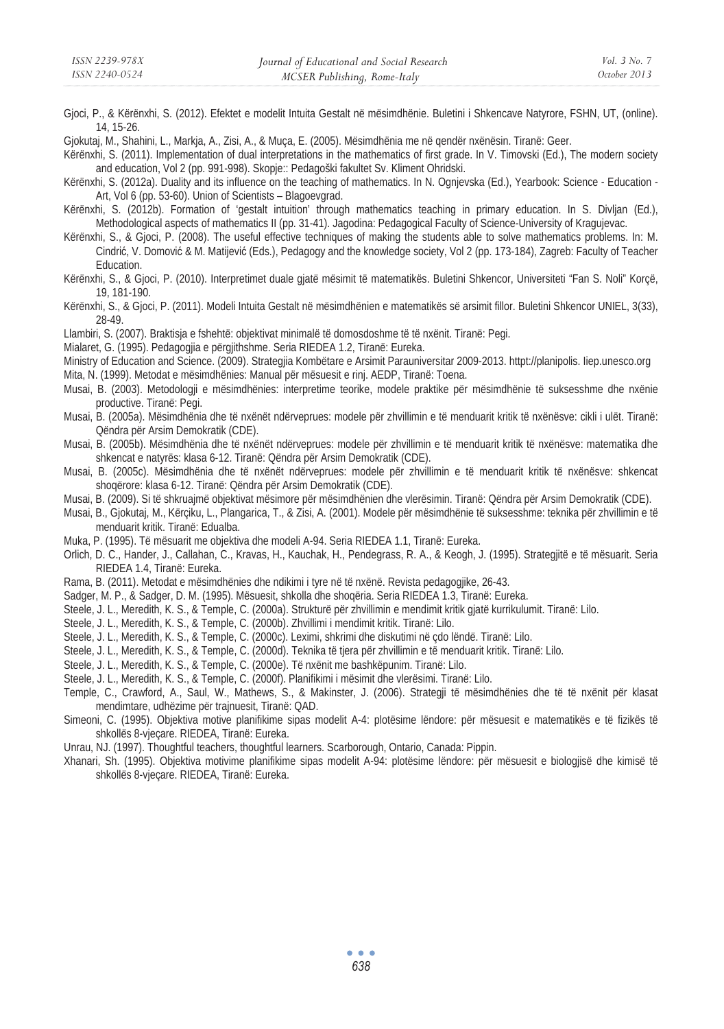Gjoci, P., & Kërënxhi, S. (2012). Efektet e modelit Intuita Gestalt në mësimdhënie. Buletini i Shkencave Natyrore, FSHN, UT, (online). 14, 15-26.

Gjokutaj, M., Shahini, L., Markja, A., Zisi, A., & Muça, E. (2005). Mësimdhënia me në qendër nxënësin. Tiranë: Geer.

Kërënxhi, S. (2011). Implementation of dual interpretations in the mathematics of first grade. In V. Timovski (Ed.), The modern society and education, Vol 2 (pp. 991-998). Skopje:: Pedagoški fakultet Sv. Kliment Ohridski.

Kërënxhi, S. (2012a). Duality and its influence on the teaching of mathematics. In N. Ognjevska (Ed.), Yearbook: Science - Education - Art, Vol 6 (pp. 53-60). Union of Scientists – Blagoevgrad.

Kërënxhi, S. (2012b). Formation of 'gestalt intuition' through mathematics teaching in primary education. In S. Divljan (Ed.), Methodological aspects of mathematics II (pp. 31-41). Jagodina: Pedagogical Faculty of Science-University of Kragujevac.

Kërënxhi, S., & Gjoci, P. (2008). The useful effective techniques of making the students able to solve mathematics problems. In: M. Cindrić, V. Domović & M. Matijević (Eds.), Pedagogy and the knowledge society, Vol 2 (pp. 173-184), Zagreb: Faculty of Teacher Education.

Kërënxhi, S., & Gjoci, P. (2010). Interpretimet duale gjatë mësimit të matematikës. Buletini Shkencor, Universiteti "Fan S. Noli" Korçë, 19, 181-190.

Kërënxhi, S., & Gjoci, P. (2011). Modeli Intuita Gestalt në mësimdhënien e matematikës së arsimit fillor. Buletini Shkencor UNIEL, 3(33), 28-49.

Llambiri, S. (2007). Braktisja e fshehtë: objektivat minimalë të domosdoshme të të nxënit. Tiranë: Pegi.

Mialaret, G. (1995). Pedagogjia e përgjithshme. Seria RIEDEA 1.2, Tiranë: Eureka.

Ministry of Education and Science. (2009). Strategjia Kombëtare e Arsimit Parauniversitar 2009-2013. httpt://planipolis. Iiep.unesco.org

Mita, N. (1999). Metodat e mësimdhënies: Manual për mësuesit e rinj. AEDP, Tiranë: Toena.

Musai, B. (2003). Metodologji e mësimdhënies: interpretime teorike, modele praktike për mësimdhënie të suksesshme dhe nxënie productive. Tiranë: Pegi.

Musai, B. (2005a). Mësimdhënia dhe të nxënët ndërveprues: modele për zhvillimin e të menduarit kritik të nxënësve: cikli i ulët. Tiranë: Qëndra për Arsim Demokratik (CDE).

Musai, B. (2005b). Mësimdhënia dhe të nxënët ndërveprues: modele për zhvillimin e të menduarit kritik të nxënësve: matematika dhe shkencat e natyrës: klasa 6-12. Tiranë: Qëndra për Arsim Demokratik (CDE).

Musai, B. (2005c). Mësimdhënia dhe të nxënët ndërveprues: modele për zhvillimin e të menduarit kritik të nxënësve: shkencat shoqërore: klasa 6-12. Tiranë: Qëndra për Arsim Demokratik (CDE).

Musai, B. (2009). Si të shkruajmë objektivat mësimore për mësimdhënien dhe vlerësimin. Tiranë: Qëndra për Arsim Demokratik (CDE).

Musai, B., Gjokutaj, M., Kërçiku, L., Plangarica, T., & Zisi, A. (2001). Modele për mësimdhënie të suksesshme: teknika për zhvillimin e të menduarit kritik. Tiranë: Edualba.

Muka, P. (1995). Të mësuarit me objektiva dhe modeli A-94. Seria RIEDEA 1.1, Tiranë: Eureka.

Orlich, D. C., Hander, J., Callahan, C., Kravas, H., Kauchak, H., Pendegrass, R. A., & Keogh, J. (1995). Strategjitë e të mësuarit. Seria RIEDEA 1.4, Tiranë: Eureka.

Rama, B. (2011). Metodat e mësimdhënies dhe ndikimi i tyre në të nxënë. Revista pedagogjike, 26-43.

Sadger, M. P., & Sadger, D. M. (1995). Mësuesit, shkolla dhe shoqëria. Seria RIEDEA 1.3, Tiranë: Eureka.

Steele, J. L., Meredith, K. S., & Temple, C. (2000a). Strukturë për zhvillimin e mendimit kritik gjatë kurrikulumit. Tiranë: Lilo.

Steele, J. L., Meredith, K. S., & Temple, C. (2000b). Zhvillimi i mendimit kritik. Tiranë: Lilo.

Steele, J. L., Meredith, K. S., & Temple, C. (2000c). Leximi, shkrimi dhe diskutimi në çdo lëndë. Tiranë: Lilo.

Steele, J. L., Meredith, K. S., & Temple, C. (2000d). Teknika të tjera për zhvillimin e të menduarit kritik. Tiranë: Lilo.

Steele, J. L., Meredith, K. S., & Temple, C. (2000e). Të nxënit me bashkëpunim. Tiranë: Lilo.

Steele, J. L., Meredith, K. S., & Temple, C. (2000f). Planifikimi i mësimit dhe vlerësimi. Tiranë: Lilo.

Temple, C., Crawford, A., Saul, W., Mathews, S., & Makinster, J. (2006). Strategji të mësimdhënies dhe të të nxënit për klasat mendimtare, udhëzime për trajnuesit, Tiranë: QAD.

Simeoni, C. (1995). Objektiva motive planifikime sipas modelit A-4: plotësime lëndore: për mësuesit e matematikës e të fizikës të shkollës 8-vjeçare. RIEDEA, Tiranë: Eureka.

Unrau, NJ. (1997). Thoughtful teachers, thoughtful learners. Scarborough, Ontario, Canada: Pippin.

Xhanari, Sh. (1995). Objektiva motivime planifikime sipas modelit A-94: plotësime lëndore: për mësuesit e biologjisë dhe kimisë të shkollës 8-vjeçare. RIEDEA, Tiranë: Eureka.